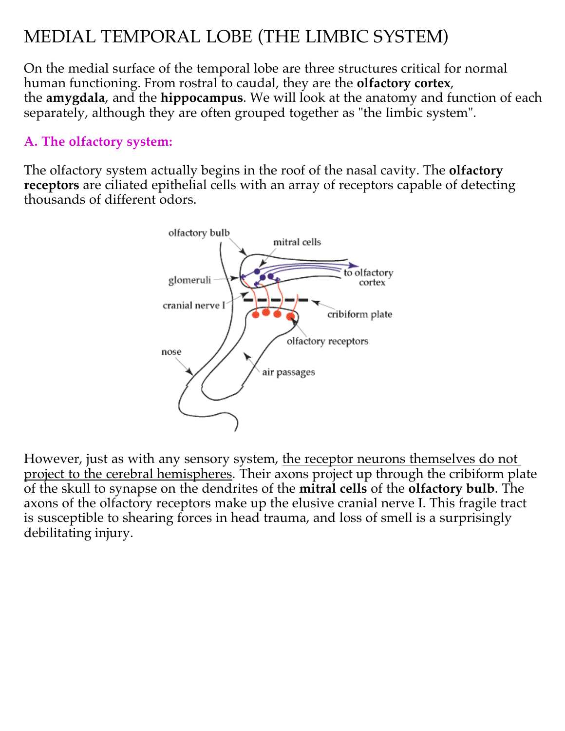# MEDIAL TEMPORAL LOBE (THE LIMBIC SYSTEM)

On the medial surface of the temporal lobe are three structures critical for normal human functioning. From rostral to caudal, they are the **olfactory cortex**, the **amygdala**, and the **hippocampus**. We will look at the anatomy and function of each separately, although they are often grouped together as "the limbic system".

### A. The olfactory system:

The olfactory system actually begins in the roof of the nasal cavity. The **olfactory receptors** are ciliated epithelial cells with an array of receptors capable of detecting thousands of different odors.

However, just as with any sensory system, the receptor neurons themselves do not project to the cerebral hemispheres. Their axons project up through the cribiform plate of the skull to synapse on the dendrites of the **mitral cells** of the **olfactory bulb**. The axons of the olfactory receptors make up the elusive cranial nerve I. This fragile tract is susceptible to shearing forces in head trauma, and loss of smell is a surprisingly debilitating injury.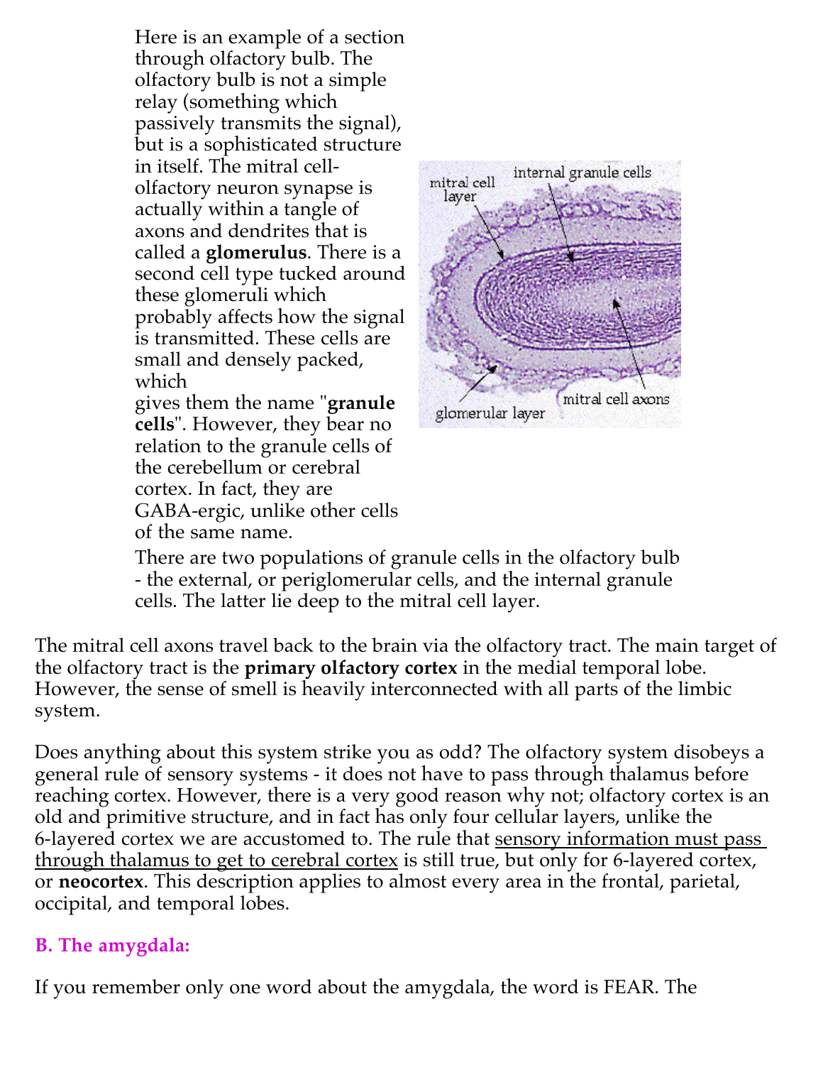Here is an example of a section through olfactory bulb. The olfactory bulb is not a simple relay (something which passively transmits the signal), but is a sophisticated structure in itself. The mitral cell-olfactory neuron synapse is actually within a tangle of axons and dendrites that is called a **glomerulus**. There is a second cell type tucked around these glomeruli which probably affects how the signal is transmitted. These cells are small and densely packed, which gives them the name "**granule cells**". However, they bear no relation to the granule cells of the cerebellum or cerebral cortex. In fact, they are GABA-ergic, unlike other cells of the same name.

There are two populations of granule cells in the olfactory bulb - the external, or periglomerular cells, and the internal granule cells. The latter lie deep to the mitral cell layer.

The mitral cell axons travel back to the brain via the olfactory tract. The main target of the olfactory tract is the **primary olfactory cortex** in the medial temporal lobe. However, the sense of smell is heavily interconnected with all parts of the limbic system.

Does anything about this system strike you as odd? The olfactory system disobeys a general rule of sensory systems - it does not have to pass through thalamus before reaching cortex. However, there is a very good reason why not; olfactory cortex is an old and primitive structure, and in fact has only four cellular layers, unlike the 6-layered cortex we are accustomed to. The rule that sensory information must pass through thalamus to get to cerebral cortex is still true, but only for 6-layered cortex, or **neocortex**. This description applies to almost every area in the frontal, parietal, occipital, and temporal lobes.

## B. The amygdala:

If you remember only one word about the amygdala, the word is FEAR. The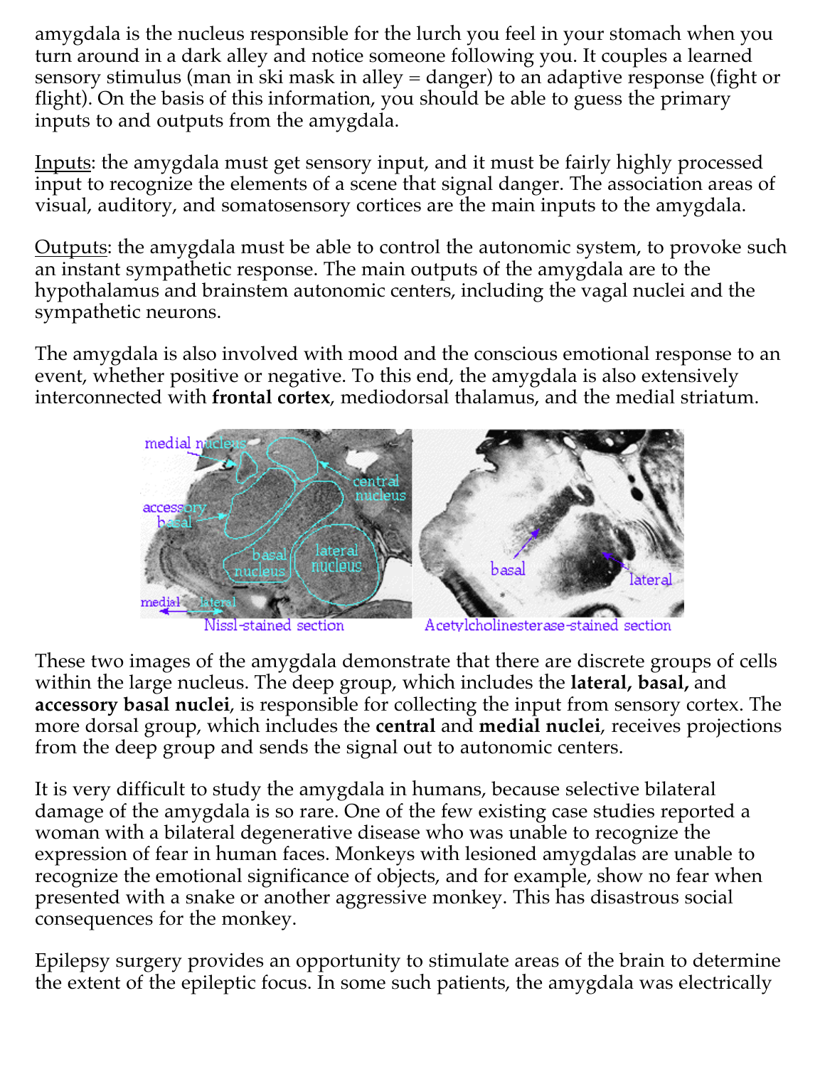amygdala is the nucleus responsible for the lurch you feel in your stomach when you turn around in a dark alley and notice someone following you. It couples a learned sensory stimulus (man in ski mask in alley = danger) to an adaptive response (fight or flight). On the basis of this information, you should be able to guess the primary inputs to and outputs from the amygdala.

Inputs: the amygdala must get sensory input, and it must be fairly highly processed input to recognize the elements of a scene that signal danger. The association areas of visual, auditory, and somatosensory cortices are the main inputs to the amygdala.

Outputs: the amygdala must be able to control the autonomic system, to provoke such an instant sympathetic response. The main outputs of the amygdala are to the hypothalamus and brainstem autonomic centers, including the vagal nuclei and the sympathetic neurons.

The amygdala is also involved with mood and the conscious emotional response to an event, whether positive or negative. To this end, the amygdala is also extensively interconnected with **frontal cortex**, mediodorsal thalamus, and the medial striatum.

Nissl-stained section          Acetylcholinesterase-stained section

These two images of the amygdala demonstrate that there are discrete groups of cells within the large nucleus. The deep group, which includes the **lateral, basal,** and **accessory basal nuclei**, is responsible for collecting the input from sensory cortex. The more dorsal group, which includes the **central** and **medial nuclei**, receives projections from the deep group and sends the signal out to autonomic centers.

It is very difficult to study the amygdala in humans, because selective bilateral damage of the amygdala is so rare. One of the few existing case studies reported a woman with a bilateral degenerative disease who was unable to recognize the expression of fear in human faces. Monkeys with lesioned amygdalas are unable to recognize the emotional significance of objects, and for example, show no fear when presented with a snake or another aggressive monkey. This has disastrous social consequences for the monkey.

Epilepsy surgery provides an opportunity to stimulate areas of the brain to determine the extent of the epileptic focus. In some such patients, the amygdala was electrically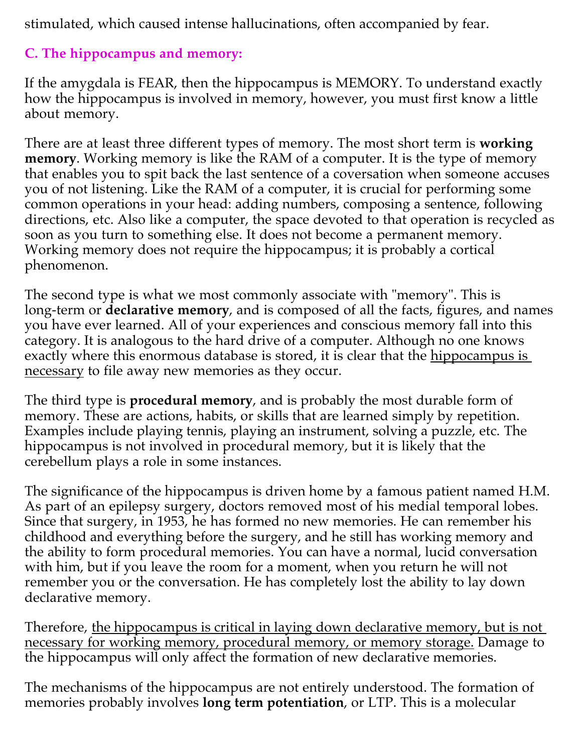stimulated, which caused intense hallucinations, often accompanied by fear.

### C. The hippocampus and memory:

If the amygdala is FEAR, then the hippocampus is MEMORY. To understand exactly how the hippocampus is involved in memory, however, you must first know a little about memory.

There are at least three different types of memory. The most short term is **working memory**. Working memory is like the RAM of a computer. It is the type of memory that enables you to spit back the last sentence of a coversation when someone accuses you of not listening. Like the RAM of a computer, it is crucial for performing some common operations in your head: adding numbers, composing a sentence, following directions, etc. Also like a computer, the space devoted to that operation is recycled as soon as you turn to something else. It does not become a permanent memory. Working memory does not require the hippocampus; it is probably a cortical phenomenon.

The second type is what we most commonly associate with "memory". This is long-term or **declarative memory**, and is composed of all the facts, figures, and names you have ever learned. All of your experiences and conscious memory fall into this category. It is analogous to the hard drive of a computer. Although no one knows exactly where this enormous database is stored, it is clear that the <u>hippocampus is necessary</u> to file away new memories as they occur.

The third type is **procedural memory**, and is probably the most durable form of memory. These are actions, habits, or skills that are learned simply by repetition. Examples include playing tennis, playing an instrument, solving a puzzle, etc. The hippocampus is not involved in procedural memory, but it is likely that the cerebellum plays a role in some instances.

The significance of the hippocampus is driven home by a famous patient named H.M. As part of an epilepsy surgery, doctors removed most of his medial temporal lobes. Since that surgery, in 1953, he has formed no new memories. He can remember his childhood and everything before the surgery, and he still has working memory and the ability to form procedural memories. You can have a normal, lucid conversation with him, but if you leave the room for a moment, when you return he will not remember you or the conversation. He has completely lost the ability to lay down declarative memory.

Therefore, <u>the hippocampus is critical in laying down declarative memory, but is not necessary for working memory, procedural memory, or memory storage.</u> Damage to the hippocampus will only affect the formation of new declarative memories.

The mechanisms of the hippocampus are not entirely understood. The formation of memories probably involves **long term potentiation**, or LTP. This is a molecular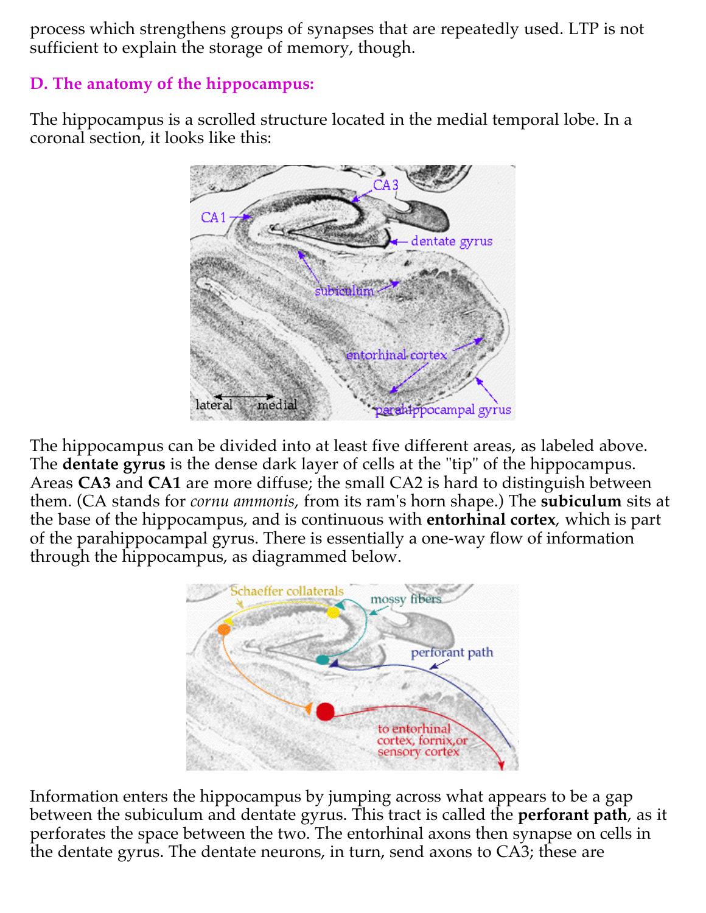process which strengthens groups of synapses that are repeatedly used. LTP is not sufficient to explain the storage of memory, though.

### D. The anatomy of the hippocampus:

The hippocampus is a scrolled structure located in the medial temporal lobe. In a coronal section, it looks like this:

The hippocampus can be divided into at least five different areas, as labeled above. The **dentate gyrus** is the dense dark layer of cells at the "tip" of the hippocampus. Areas **CA3** and **CA1** are more diffuse; the small CA2 is hard to distinguish between them. (CA stands for *cornu ammonis*, from its ram's horn shape.) The **subiculum** sits at the base of the hippocampus, and is continuous with **entorhinal cortex**, which is part of the parahippocampal gyrus. There is essentially a one-way flow of information through the hippocampus, as diagrammed below.

Information enters the hippocampus by jumping across what appears to be a gap between the subiculum and dentate gyrus. This tract is called the **perforant path**, as it perforates the space between the two. The entorhinal axons then synapse on cells in the dentate gyrus. The dentate neurons, in turn, send axons to CA3; these are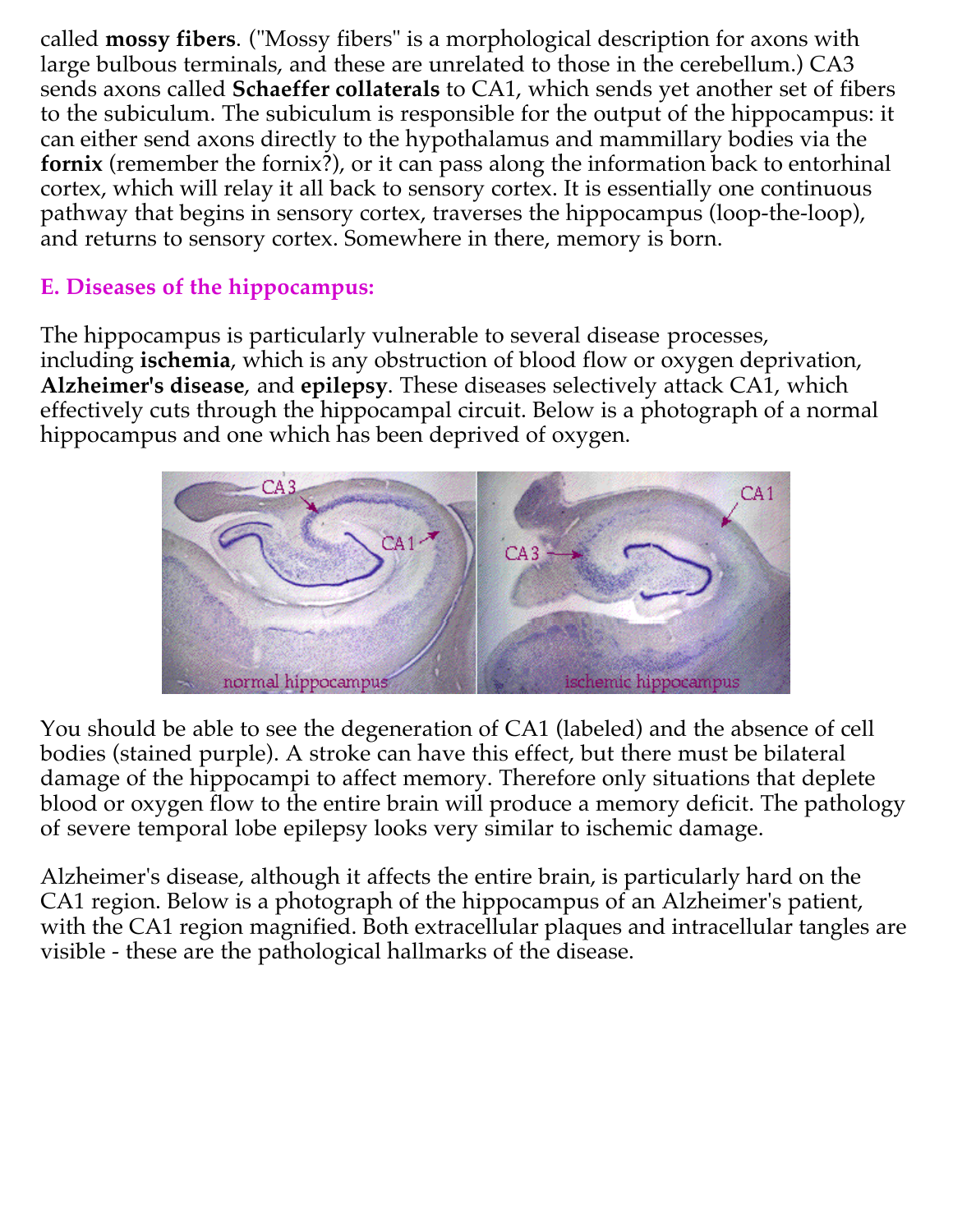called **mossy fibers**. ("Mossy fibers" is a morphological description for axons with large bulbous terminals, and these are unrelated to those in the cerebellum.) CA3 sends axons called **Schaeffer collaterals** to CA1, which sends yet another set of fibers to the subiculum. The subiculum is responsible for the output of the hippocampus: it can either send axons directly to the hypothalamus and mammillary bodies via the **fornix** (remember the fornix?), or it can pass along the information back to entorhinal cortex, which will relay it all back to sensory cortex. It is essentially one continuous pathway that begins in sensory cortex, traverses the hippocampus (loop-the-loop), and returns to sensory cortex. Somewhere in there, memory is born.

### E. Diseases of the hippocampus:

The hippocampus is particularly vulnerable to several disease processes, including **ischemia**, which is any obstruction of blood flow or oxygen deprivation, **Alzheimer's disease**, and **epilepsy**. These diseases selectively attack CA1, which effectively cuts through the hippocampal circuit. Below is a photograph of a normal hippocampus and one which has been deprived of oxygen.

You should be able to see the degeneration of CA1 (labeled) and the absence of cell bodies (stained purple). A stroke can have this effect, but there must be bilateral damage of the hippocampi to affect memory. Therefore only situations that deplete blood or oxygen flow to the entire brain will produce a memory deficit. The pathology of severe temporal lobe epilepsy looks very similar to ischemic damage.

Alzheimer's disease, although it affects the entire brain, is particularly hard on the CA1 region. Below is a photograph of the hippocampus of an Alzheimer's patient, with the CA1 region magnified. Both extracellular plaques and intracellular tangles are visible - these are the pathological hallmarks of the disease.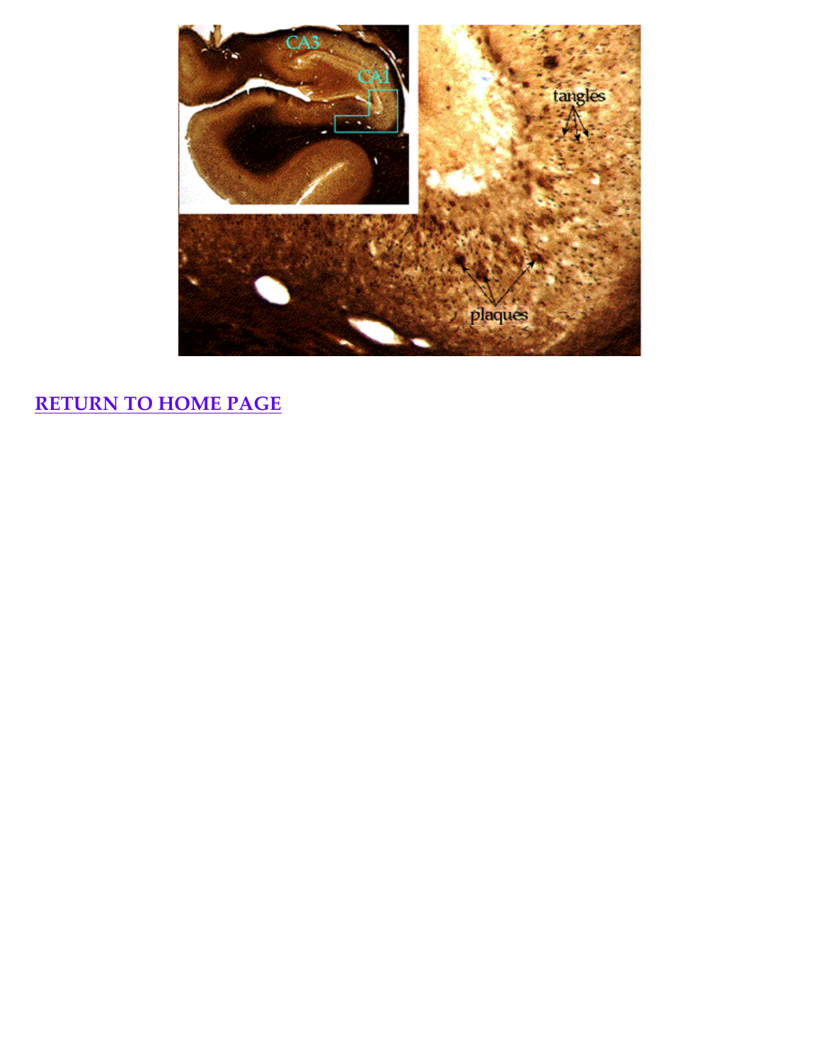[RETURN TO HOME PAGE]()